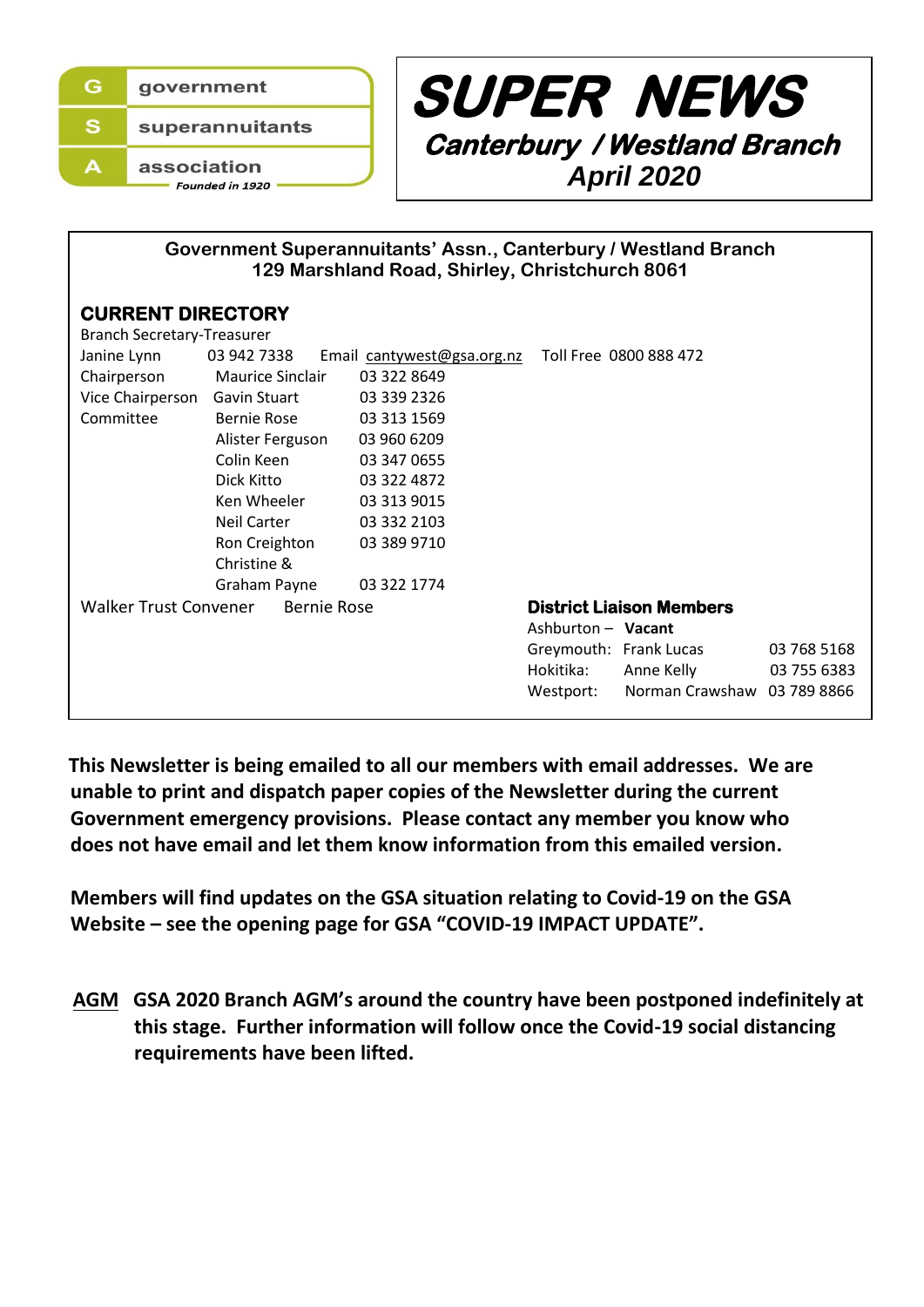**G** government
**S** superannuitants
**A** association
*Founded in 1920*

# SUPER NEWS

## Canterbury / Westland Branch

### April 2020

**Government Superannuitants' Assn., Canterbury / Westland Branch**
**129 Marshland Road, Shirley, Christchurch 8061**

## CURRENT DIRECTORY

Branch Secretary-Treasurer

| | | | |
|---|---|---|---|
| Janine Lynn | 03 942 7338 | Email cantywest@gsa.org.nz | Toll Free 0800 888 472 |
| Chairperson | Maurice Sinclair | 03 322 8649 | |
| Vice Chairperson | Gavin Stuart | 03 339 2326 | |
| Committee | Bernie Rose | 03 313 1569 | |
| | Alister Ferguson | 03 960 6209 | |
| | Colin Keen | 03 347 0655 | |
| | Dick Kitto | 03 322 4872 | |
| | Ken Wheeler | 03 313 9015 | |
| | Neil Carter | 03 332 2103 | |
| | Ron Creighton | 03 389 9710 | |
| | Christine & Graham Payne | 03 322 1774 | |

Walker Trust Convener — Bernie Rose

**District Liaison Members**

| | | |
|---|---|---|
| Ashburton – | **Vacant** | |
| Greymouth: | Frank Lucas | 03 768 5168 |
| Hokitika: | Anne Kelly | 03 755 6383 |
| Westport: | Norman Crawshaw | 03 789 8866 |

**This Newsletter is being emailed to all our members with email addresses. We are unable to print and dispatch paper copies of the Newsletter during the current Government emergency provisions. Please contact any member you know who does not have email and let them know information from this emailed version.**

**Members will find updates on the GSA situation relating to Covid-19 on the GSA Website – see the opening page for GSA "COVID-19 IMPACT UPDATE".**

**AGM** **GSA 2020 Branch AGM's around the country have been postponed indefinitely at this stage. Further information will follow once the Covid-19 social distancing requirements have been lifted.**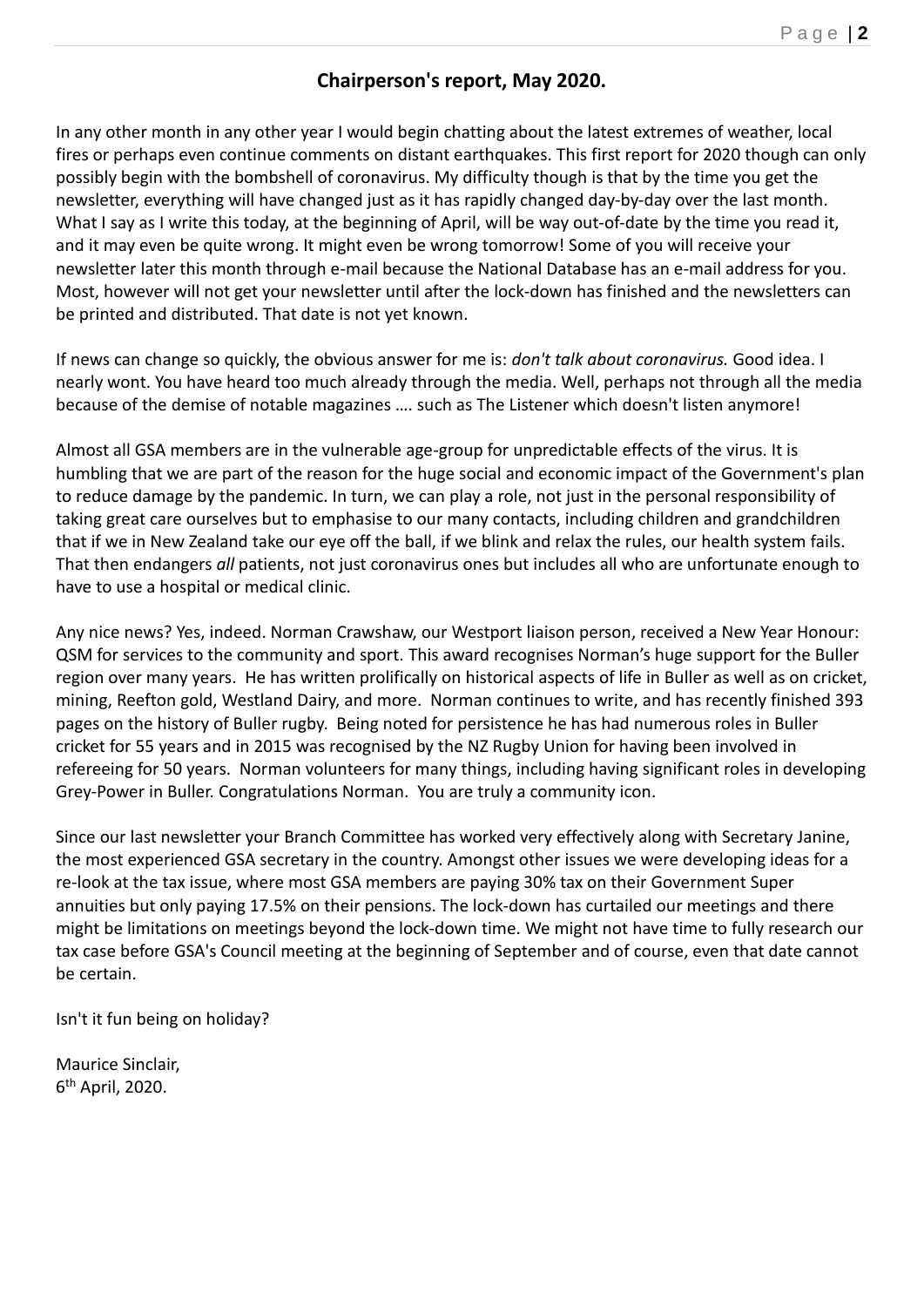## Chairperson's report, May 2020.

In any other month in any other year I would begin chatting about the latest extremes of weather, local fires or perhaps even continue comments on distant earthquakes. This first report for 2020 though can only possibly begin with the bombshell of coronavirus. My difficulty though is that by the time you get the newsletter, everything will have changed just as it has rapidly changed day-by-day over the last month. What I say as I write this today, at the beginning of April, will be way out-of-date by the time you read it, and it may even be quite wrong. It might even be wrong tomorrow! Some of you will receive your newsletter later this month through e-mail because the National Database has an e-mail address for you. Most, however will not get your newsletter until after the lock-down has finished and the newsletters can be printed and distributed. That date is not yet known.

If news can change so quickly, the obvious answer for me is: *don't talk about coronavirus.* Good idea. I nearly wont. You have heard too much already through the media. Well, perhaps not through all the media because of the demise of notable magazines …. such as The Listener which doesn't listen anymore!

Almost all GSA members are in the vulnerable age-group for unpredictable effects of the virus. It is humbling that we are part of the reason for the huge social and economic impact of the Government's plan to reduce damage by the pandemic. In turn, we can play a role, not just in the personal responsibility of taking great care ourselves but to emphasise to our many contacts, including children and grandchildren that if we in New Zealand take our eye off the ball, if we blink and relax the rules, our health system fails. That then endangers *all* patients, not just coronavirus ones but includes all who are unfortunate enough to have to use a hospital or medical clinic.

Any nice news? Yes, indeed. Norman Crawshaw, our Westport liaison person, received a New Year Honour: QSM for services to the community and sport. This award recognises Norman's huge support for the Buller region over many years. He has written prolifically on historical aspects of life in Buller as well as on cricket, mining, Reefton gold, Westland Dairy, and more. Norman continues to write, and has recently finished 393 pages on the history of Buller rugby. Being noted for persistence he has had numerous roles in Buller cricket for 55 years and in 2015 was recognised by the NZ Rugby Union for having been involved in refereeing for 50 years. Norman volunteers for many things, including having significant roles in developing Grey-Power in Buller. Congratulations Norman. You are truly a community icon.

Since our last newsletter your Branch Committee has worked very effectively along with Secretary Janine, the most experienced GSA secretary in the country. Amongst other issues we were developing ideas for a re-look at the tax issue, where most GSA members are paying 30% tax on their Government Super annuities but only paying 17.5% on their pensions. The lock-down has curtailed our meetings and there might be limitations on meetings beyond the lock-down time. We might not have time to fully research our tax case before GSA's Council meeting at the beginning of September and of course, even that date cannot be certain.

Isn't it fun being on holiday?

Maurice Sinclair,
6th April, 2020.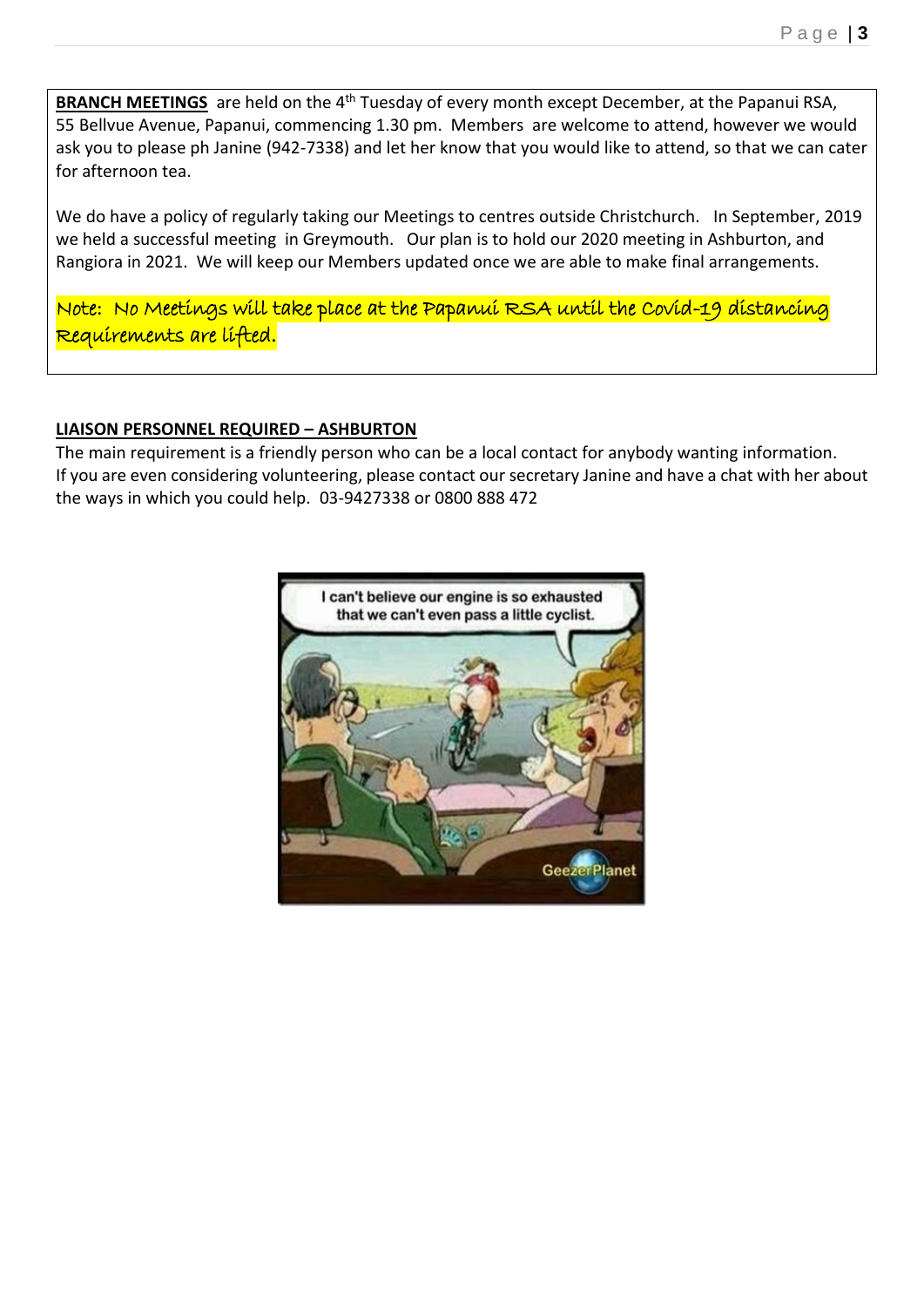**BRANCH MEETINGS** are held on the 4th Tuesday of every month except December, at the Papanui RSA, 55 Bellvue Avenue, Papanui, commencing 1.30 pm. Members are welcome to attend, however we would ask you to please ph Janine (942-7338) and let her know that you would like to attend, so that we can cater for afternoon tea.

We do have a policy of regularly taking our Meetings to centres outside Christchurch. In September, 2019 we held a successful meeting in Greymouth. Our plan is to hold our 2020 meeting in Ashburton, and Rangiora in 2021. We will keep our Members updated once we are able to make final arrangements.

Note: No Meetings will take place at the Papanui RSA until the Covid-19 distancing Requirements are lifted.

**LIAISON PERSONNEL REQUIRED – ASHBURTON**

The main requirement is a friendly person who can be a local contact for anybody wanting information. If you are even considering volunteering, please contact our secretary Janine and have a chat with her about the ways in which you could help. 03-9427338 or 0800 888 472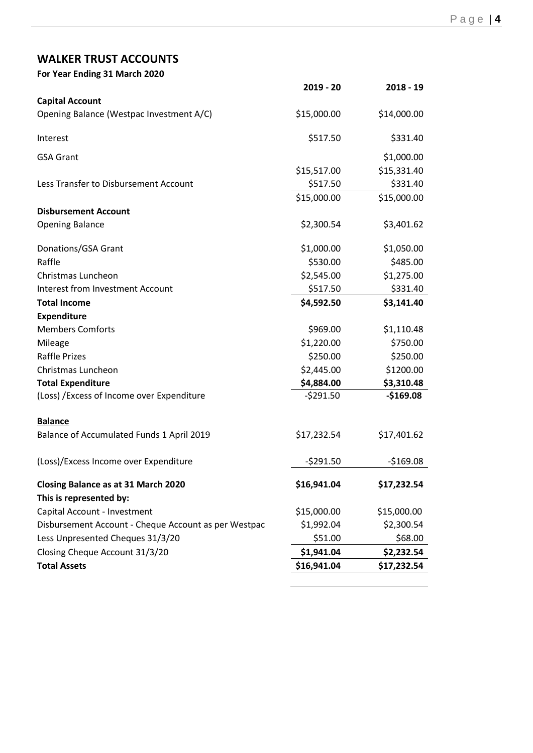## WALKER TRUST ACCOUNTS

**For Year Ending 31 March 2020**

| | 2019 - 20 | 2018 - 19 |
|---|---|---|
| **Capital Account** | | |
| Opening Balance (Westpac Investment A/C) | $15,000.00 | $14,000.00 |
| Interest | $517.50 | $331.40 |
| GSA Grant | | $1,000.00 |
| | $15,517.00 | $15,331.40 |
| Less Transfer to Disbursement Account | $517.50 | $331.40 |
| | $15,000.00 | $15,000.00 |
| **Disbursement Account** | | |
| Opening Balance | $2,300.54 | $3,401.62 |
| Donations/GSA Grant | $1,000.00 | $1,050.00 |
| Raffle | $530.00 | $485.00 |
| Christmas Luncheon | $2,545.00 | $1,275.00 |
| Interest from Investment Account | $517.50 | $331.40 |
| **Total Income** | **$4,592.50** | **$3,141.40** |
| **Expenditure** | | |
| Members Comforts | $969.00 | $1,110.48 |
| Mileage | $1,220.00 | $750.00 |
| Raffle Prizes | $250.00 | $250.00 |
| Christmas Luncheon | $2,445.00 | $1200.00 |
| **Total Expenditure** | **$4,884.00** | **$3,310.48** |
| (Loss) /Excess of Income over Expenditure | -$291.50 | **-$169.08** |
| **Balance** | | |
| Balance of Accumulated Funds 1 April 2019 | $17,232.54 | $17,401.62 |
| (Loss)/Excess Income over Expenditure | -$291.50 | -$169.08 |
| **Closing Balance as at 31 March 2020** | **$16,941.04** | **$17,232.54** |
| **This is represented by:** | | |
| Capital Account - Investment | $15,000.00 | $15,000.00 |
| Disbursement Account - Cheque Account as per Westpac | $1,992.04 | $2,300.54 |
| Less Unpresented Cheques 31/3/20 | $51.00 | $68.00 |
| Closing Cheque Account 31/3/20 | **$1,941.04** | **$2,232.54** |
| **Total Assets** | **$16,941.04** | **$17,232.54** |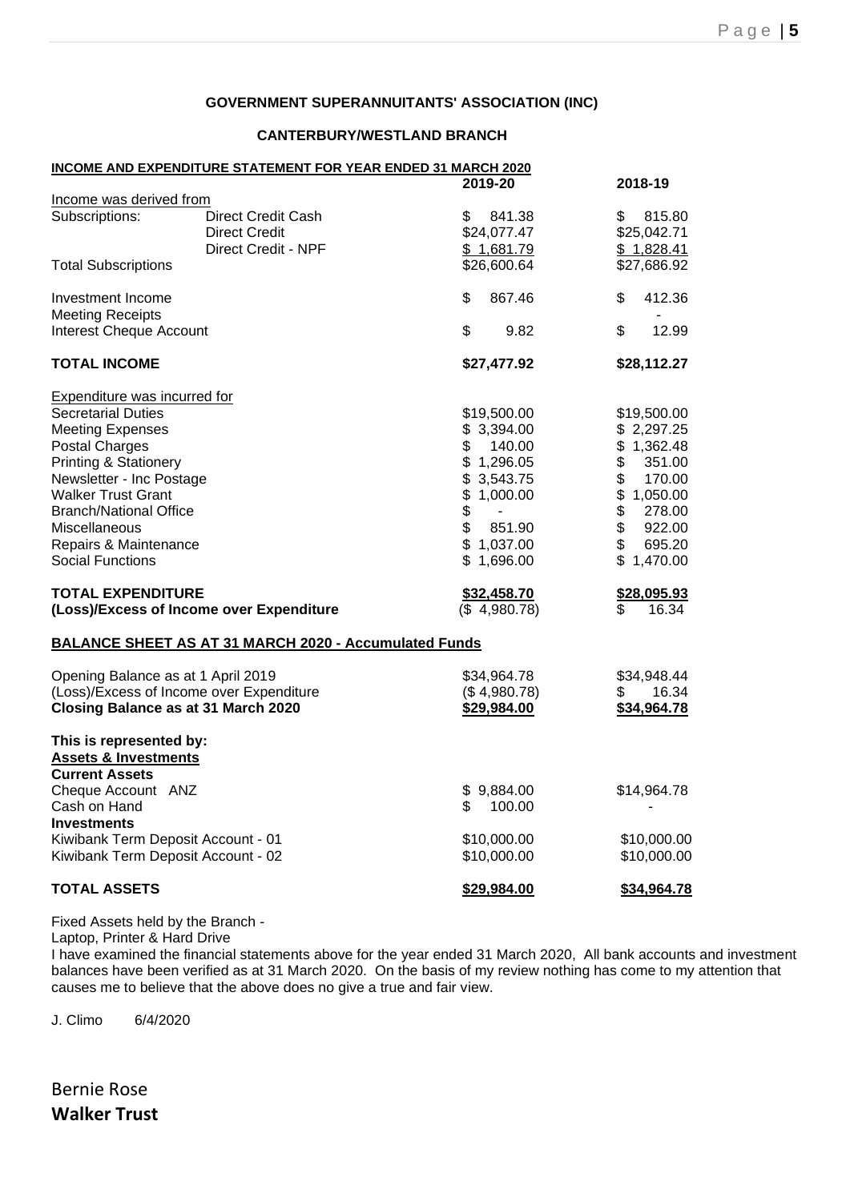**GOVERNMENT SUPERANNUITANTS' ASSOCIATION (INC)**

**CANTERBURY/WESTLAND BRANCH**

**INCOME AND EXPENDITURE STATEMENT FOR YEAR ENDED 31 MARCH 2020**

| | | 2019-20 | 2018-19 |
|---|---|---|---|
| Income was derived from | | | |
| Subscriptions: | Direct Credit Cash | $ 841.38 | $ 815.80 |
| | Direct Credit | $24,077.47 | $25,042.71 |
| | Direct Credit - NPF | $ 1,681.79 | $ 1,828.41 |
| Total Subscriptions | | $26,600.64 | $27,686.92 |
| Investment Income | | $ 867.46 | $ 412.36 |
| Meeting Receipts | | | - |
| Interest Cheque Account | | $ 9.82 | $ 12.99 |
| **TOTAL INCOME** | | **$27,477.92** | **$28,112.27** |
| Expenditure was incurred for | | | |
| Secretarial Duties | | $19,500.00 | $19,500.00 |
| Meeting Expenses | | $ 3,394.00 | $ 2,297.25 |
| Postal Charges | | $ 140.00 | $ 1,362.48 |
| Printing & Stationery | | $ 1,296.05 | $ 351.00 |
| Newsletter - Inc Postage | | $ 3,543.75 | $ 170.00 |
| Walker Trust Grant | | $ 1,000.00 | $ 1,050.00 |
| Branch/National Office | | $ - | $ 278.00 |
| Miscellaneous | | $ 851.90 | $ 922.00 |
| Repairs & Maintenance | | $ 1,037.00 | $ 695.20 |
| Social Functions | | $ 1,696.00 | $ 1,470.00 |
| **TOTAL EXPENDITURE** | | **$32,458.70** | **$28,095.93** |
| **(Loss)/Excess of Income over Expenditure** | | ($ 4,980.78) | $ 16.34 |

**BALANCE SHEET AS AT 31 MARCH 2020 - Accumulated Funds**

| | 2019-20 | 2018-19 |
|---|---|---|
| Opening Balance as at 1 April 2019 | $34,964.78 | $34,948.44 |
| (Loss)/Excess of Income over Expenditure | ($ 4,980.78) | $ 16.34 |
| **Closing Balance as at 31 March 2020** | **$29,984.00** | **$34,964.78** |
| **This is represented by:** | | |
| **Assets & Investments** | | |
| **Current Assets** | | |
| Cheque Account ANZ | $ 9,884.00 | $14,964.78 |
| Cash on Hand | $ 100.00 | - |
| **Investments** | | |
| Kiwibank Term Deposit Account - 01 | $10,000.00 | $10,000.00 |
| Kiwibank Term Deposit Account - 02 | $10,000.00 | $10,000.00 |
| **TOTAL ASSETS** | **$29,984.00** | **$34,964.78** |

Fixed Assets held by the Branch -
Laptop, Printer & Hard Drive

I have examined the financial statements above for the year ended 31 March 2020, All bank accounts and investment balances have been verified as at 31 March 2020. On the basis of my review nothing has come to my attention that causes me to believe that the above does no give a true and fair view.

J. Climo 6/4/2020

Bernie Rose

**Walker Trust**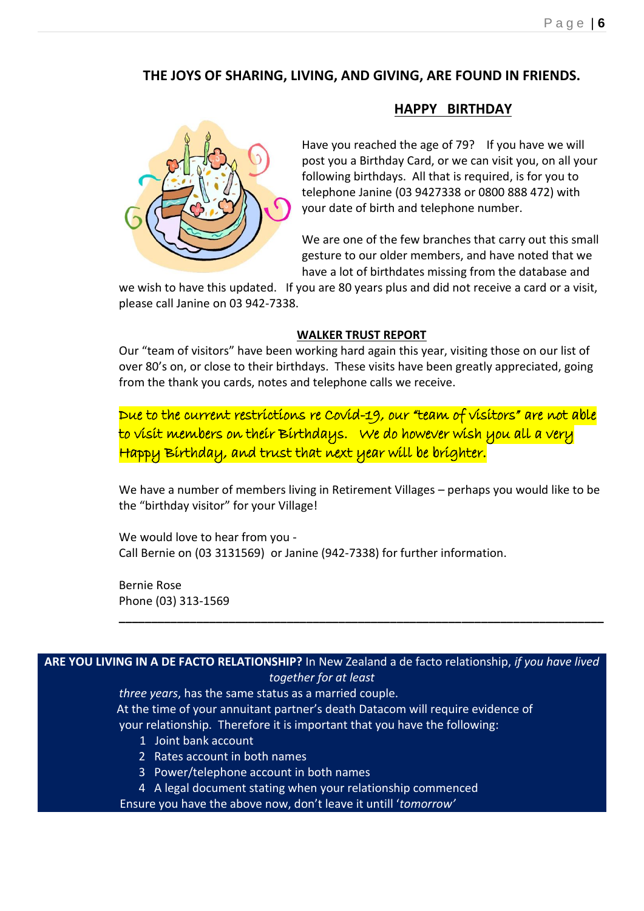**THE JOYS OF SHARING, LIVING, AND GIVING, ARE FOUND IN FRIENDS.**

## HAPPY BIRTHDAY

Have you reached the age of 79? If you have we will post you a Birthday Card, or we can visit you, on all your following birthdays. All that is required, is for you to telephone Janine (03 9427338 or 0800 888 472) with your date of birth and telephone number.

We are one of the few branches that carry out this small gesture to our older members, and have noted that we have a lot of birthdates missing from the database and we wish to have this updated. If you are 80 years plus and did not receive a card or a visit, please call Janine on 03 942-7338.

## WALKER TRUST REPORT

Our "team of visitors" have been working hard again this year, visiting those on our list of over 80's on, or close to their birthdays. These visits have been greatly appreciated, going from the thank you cards, notes and telephone calls we receive.

*Due to the current restrictions re Covid-19, our "team of visitors" are not able to visit members on their Birthdays. We do however wish you all a very Happy Birthday, and trust that next year will be brighter.*

We have a number of members living in Retirement Villages – perhaps you would like to be the "birthday visitor" for your Village!

We would love to hear from you -
Call Bernie on (03 3131569) or Janine (942-7338) for further information.

Bernie Rose
Phone (03) 313-1569

---

**ARE YOU LIVING IN A DE FACTO RELATIONSHIP?** In New Zealand a de facto relationship, *if you have lived together for at least three years*, has the same status as a married couple.
At the time of your annuitant partner's death Datacom will require evidence of your relationship. Therefore it is important that you have the following:

1. Joint bank account
2. Rates account in both names
3. Power/telephone account in both names
4. A legal document stating when your relationship commenced

Ensure you have the above now, don't leave it untill '*tomorrow'*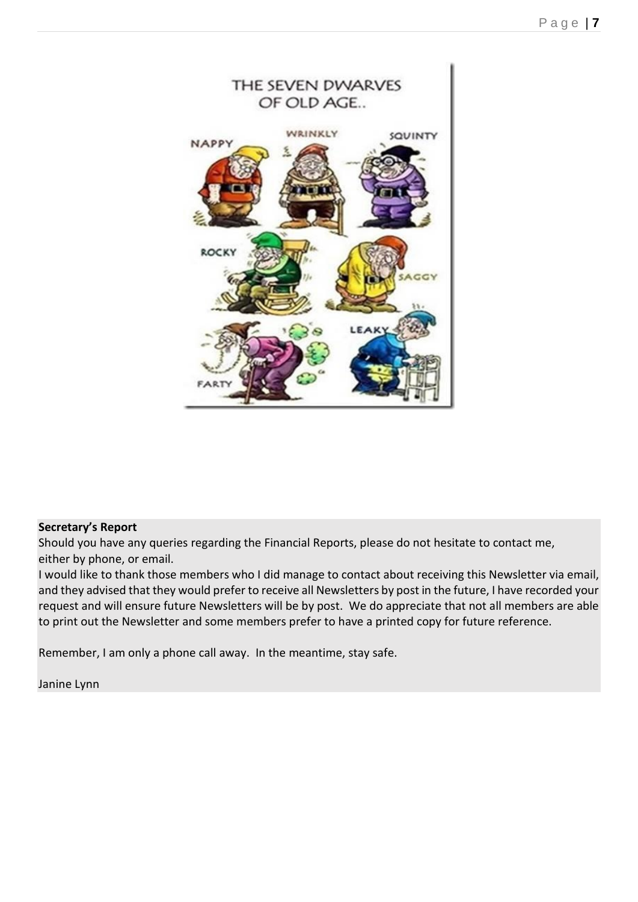**Secretary's Report**

Should you have any queries regarding the Financial Reports, please do not hesitate to contact me, either by phone, or email.

I would like to thank those members who I did manage to contact about receiving this Newsletter via email, and they advised that they would prefer to receive all Newsletters by post in the future, I have recorded your request and will ensure future Newsletters will be by post. We do appreciate that not all members are able to print out the Newsletter and some members prefer to have a printed copy for future reference.

Remember, I am only a phone call away. In the meantime, stay safe.

Janine Lynn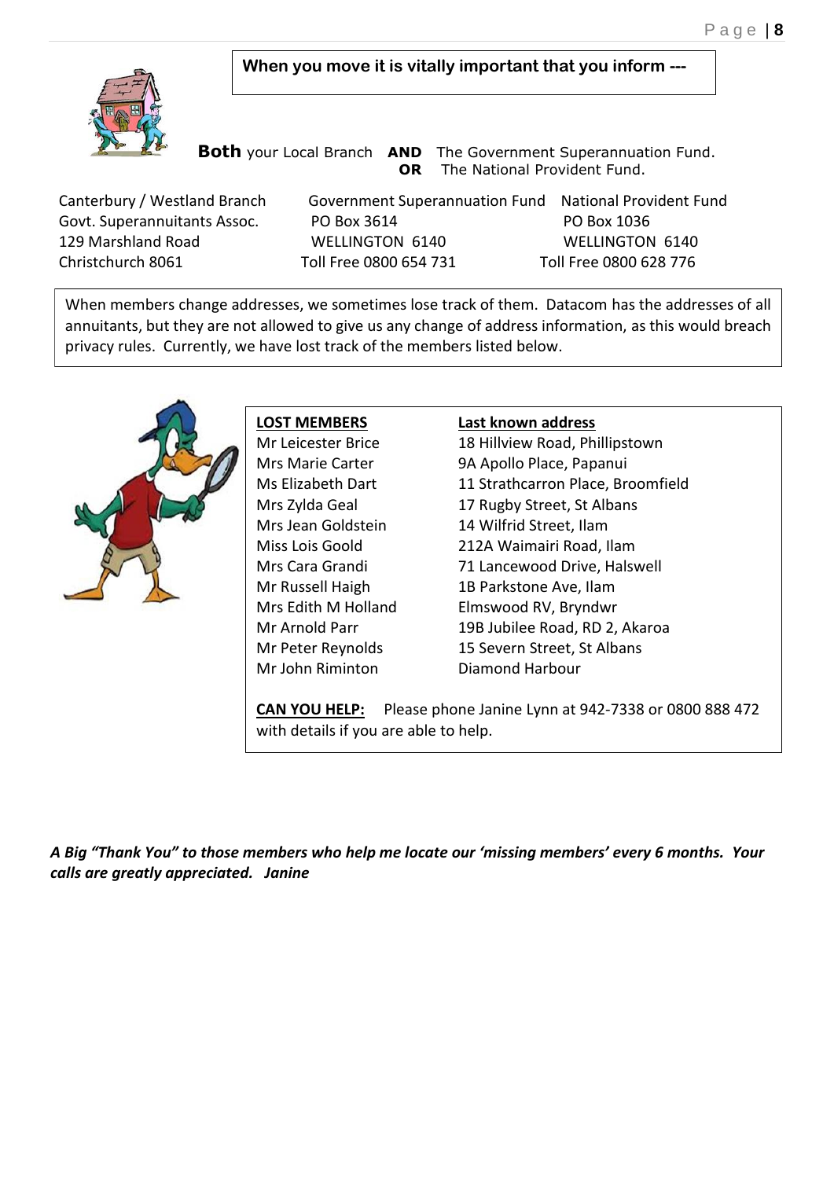**When you move it is vitally important that you inform ---**

**Both** your Local Branch **AND** The Government Superannuation Fund.
**OR** The National Provident Fund.

| Canterbury / Westland Branch | Government Superannuation Fund | National Provident Fund |
|---|---|---|
| Govt. Superannuitants Assoc. | PO Box 3614 | PO Box 1036 |
| 129 Marshland Road | WELLINGTON 6140 | WELLINGTON 6140 |
| Christchurch 8061 | Toll Free 0800 654 731 | Toll Free 0800 628 776 |

When members change addresses, we sometimes lose track of them. Datacom has the addresses of all annuitants, but they are not allowed to give us any change of address information, as this would breach privacy rules. Currently, we have lost track of the members listed below.

| LOST MEMBERS | Last known address |
|---|---|
| Mr Leicester Brice | 18 Hillview Road, Phillipstown |
| Mrs Marie Carter | 9A Apollo Place, Papanui |
| Ms Elizabeth Dart | 11 Strathcarron Place, Broomfield |
| Mrs Zylda Geal | 17 Rugby Street, St Albans |
| Mrs Jean Goldstein | 14 Wilfrid Street, Ilam |
| Miss Lois Goold | 212A Waimairi Road, Ilam |
| Mrs Cara Grandi | 71 Lancewood Drive, Halswell |
| Mr Russell Haigh | 1B Parkstone Ave, Ilam |
| Mrs Edith M Holland | Elmswood RV, Bryndwr |
| Mr Arnold Parr | 19B Jubilee Road, RD 2, Akaroa |
| Mr Peter Reynolds | 15 Severn Street, St Albans |
| Mr John Riminton | Diamond Harbour |

**CAN YOU HELP:** Please phone Janine Lynn at 942-7338 or 0800 888 472 with details if you are able to help.

***A Big "Thank You" to those members who help me locate our 'missing members' every 6 months. Your calls are greatly appreciated. Janine***